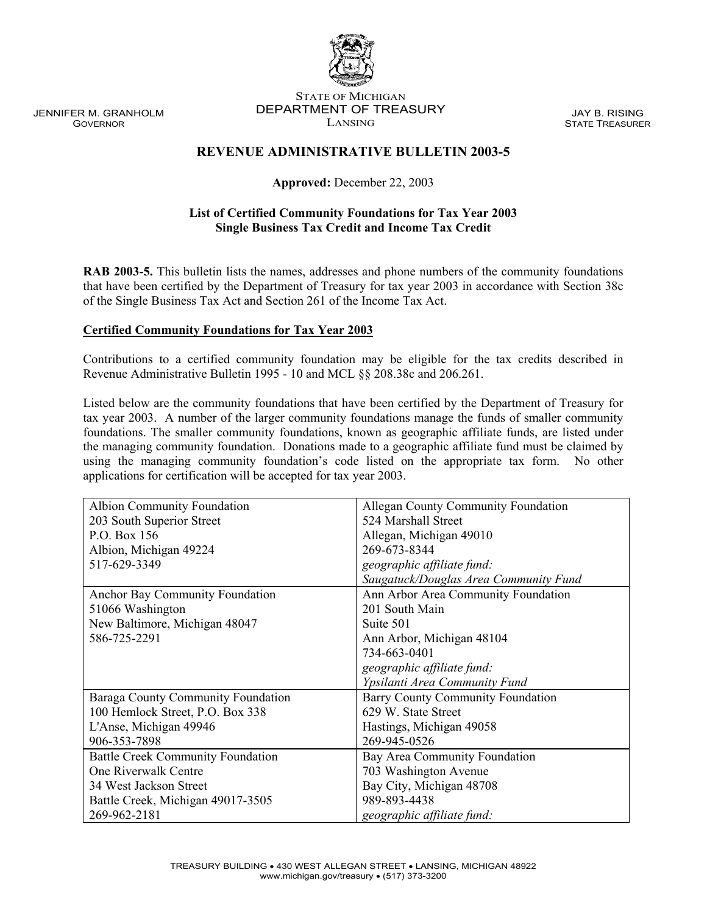JENNIFER M. GRANHOLM
GOVERNOR

STATE OF MICHIGAN
DEPARTMENT OF TREASURY
LANSING

JAY B. RISING
STATE TREASURER

# REVENUE ADMINISTRATIVE BULLETIN 2003-5

**Approved:** December 22, 2003

**List of Certified Community Foundations for Tax Year 2003**
**Single Business Tax Credit and Income Tax Credit**

**RAB 2003-5.** This bulletin lists the names, addresses and phone numbers of the community foundations that have been certified by the Department of Treasury for tax year 2003 in accordance with Section 38c of the Single Business Tax Act and Section 261 of the Income Tax Act.

## Certified Community Foundations for Tax Year 2003

Contributions to a certified community foundation may be eligible for the tax credits described in Revenue Administrative Bulletin 1995 - 10 and MCL §§ 208.38c and 206.261.

Listed below are the community foundations that have been certified by the Department of Treasury for tax year 2003. A number of the larger community foundations manage the funds of smaller community foundations. The smaller community foundations, known as geographic affiliate funds, are listed under the managing community foundation. Donations made to a geographic affiliate fund must be claimed by using the managing community foundation's code listed on the appropriate tax form. No other applications for certification will be accepted for tax year 2003.

| | |
|---|---|
| Albion Community Foundation<br>203 South Superior Street<br>P.O. Box 156<br>Albion, Michigan 49224<br>517-629-3349 | Allegan County Community Foundation<br>524 Marshall Street<br>Allegan, Michigan 49010<br>269-673-8344<br>*geographic affiliate fund:*<br>*Saugatuck/Douglas Area Community Fund* |
| Anchor Bay Community Foundation<br>51066 Washington<br>New Baltimore, Michigan 48047<br>586-725-2291 | Ann Arbor Area Community Foundation<br>201 South Main<br>Suite 501<br>Ann Arbor, Michigan 48104<br>734-663-0401<br>*geographic affiliate fund:*<br>*Ypsilanti Area Community Fund* |
| Baraga County Community Foundation<br>100 Hemlock Street, P.O. Box 338<br>L'Anse, Michigan 49946<br>906-353-7898 | Barry County Community Foundation<br>629 W. State Street<br>Hastings, Michigan 49058<br>269-945-0526 |
| Battle Creek Community Foundation<br>One Riverwalk Centre<br>34 West Jackson Street<br>Battle Creek, Michigan 49017-3505<br>269-962-2181 | Bay Area Community Foundation<br>703 Washington Avenue<br>Bay City, Michigan 48708<br>989-893-4438<br>*geographic affiliate fund:* |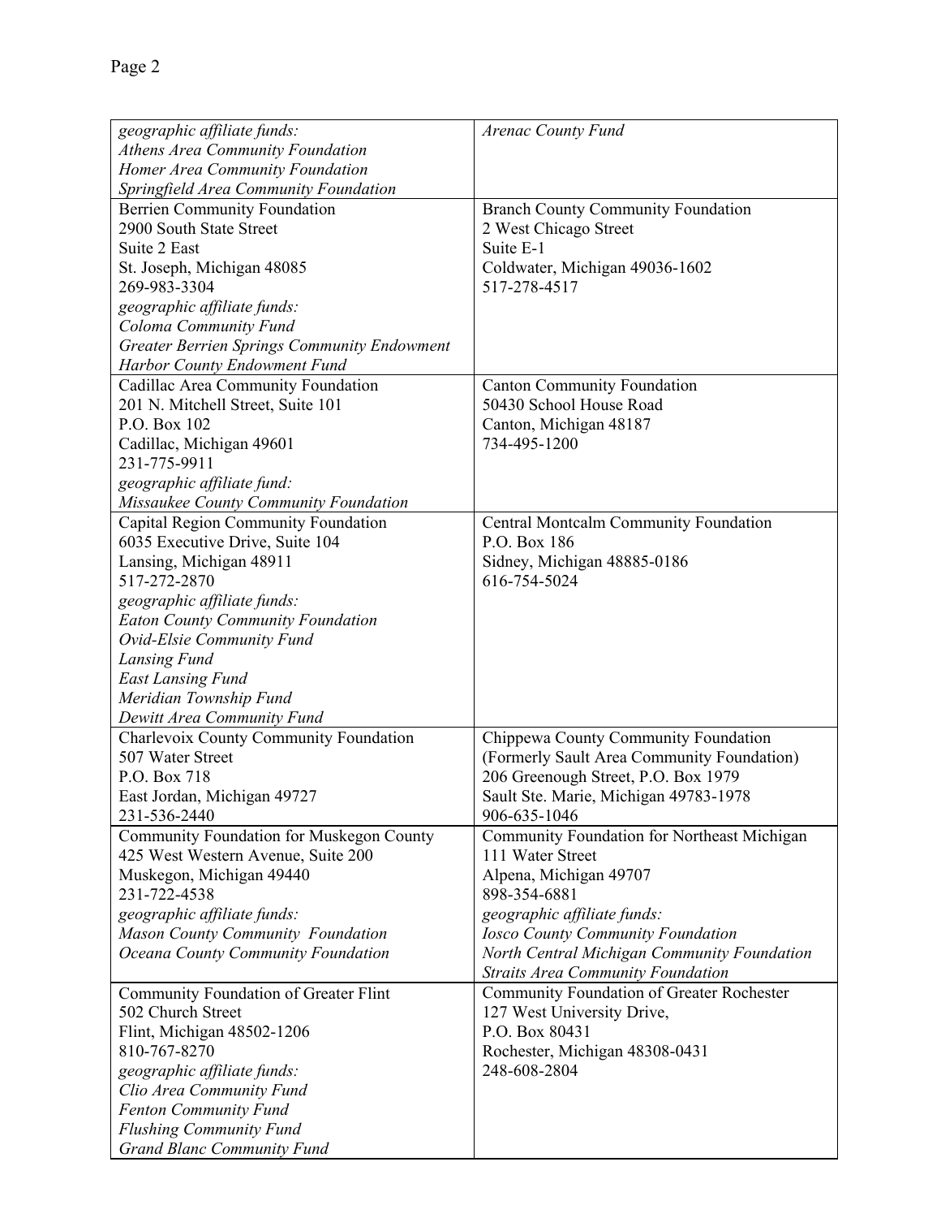| | |
|---|---|
| *geographic affiliate funds:*<br>*Athens Area Community Foundation*<br>*Homer Area Community Foundation*<br>*Springfield Area Community Foundation* | *Arenac County Fund* |
| Berrien Community Foundation<br>2900 South State Street<br>Suite 2 East<br>St. Joseph, Michigan 48085<br>269-983-3304<br>*geographic affiliate funds:*<br>*Coloma Community Fund*<br>*Greater Berrien Springs Community Endowment*<br>*Harbor County Endowment Fund* | Branch County Community Foundation<br>2 West Chicago Street<br>Suite E-1<br>Coldwater, Michigan 49036-1602<br>517-278-4517 |
| Cadillac Area Community Foundation<br>201 N. Mitchell Street, Suite 101<br>P.O. Box 102<br>Cadillac, Michigan 49601<br>231-775-9911<br>*geographic affiliate fund:*<br>*Missaukee County Community Foundation* | Canton Community Foundation<br>50430 School House Road<br>Canton, Michigan 48187<br>734-495-1200 |
| Capital Region Community Foundation<br>6035 Executive Drive, Suite 104<br>Lansing, Michigan 48911<br>517-272-2870<br>*geographic affiliate funds:*<br>*Eaton County Community Foundation*<br>*Ovid-Elsie Community Fund*<br>*Lansing Fund*<br>*East Lansing Fund*<br>*Meridian Township Fund*<br>*Dewitt Area Community Fund* | Central Montcalm Community Foundation<br>P.O. Box 186<br>Sidney, Michigan 48885-0186<br>616-754-5024 |
| Charlevoix County Community Foundation<br>507 Water Street<br>P.O. Box 718<br>East Jordan, Michigan 49727<br>231-536-2440 | Chippewa County Community Foundation<br>(Formerly Sault Area Community Foundation)<br>206 Greenough Street, P.O. Box 1979<br>Sault Ste. Marie, Michigan 49783-1978<br>906-635-1046 |
| Community Foundation for Muskegon County<br>425 West Western Avenue, Suite 200<br>Muskegon, Michigan 49440<br>231-722-4538<br>*geographic affiliate funds:*<br>*Mason County Community Foundation*<br>*Oceana County Community Foundation* | Community Foundation for Northeast Michigan<br>111 Water Street<br>Alpena, Michigan 49707<br>898-354-6881<br>*geographic affiliate funds:*<br>*Iosco County Community Foundation*<br>*North Central Michigan Community Foundation*<br>*Straits Area Community Foundation* |
| Community Foundation of Greater Flint<br>502 Church Street<br>Flint, Michigan 48502-1206<br>810-767-8270<br>*geographic affiliate funds:*<br>*Clio Area Community Fund*<br>*Fenton Community Fund*<br>*Flushing Community Fund*<br>*Grand Blanc Community Fund* | Community Foundation of Greater Rochester<br>127 West University Drive,<br>P.O. Box 80431<br>Rochester, Michigan 48308-0431<br>248-608-2804 |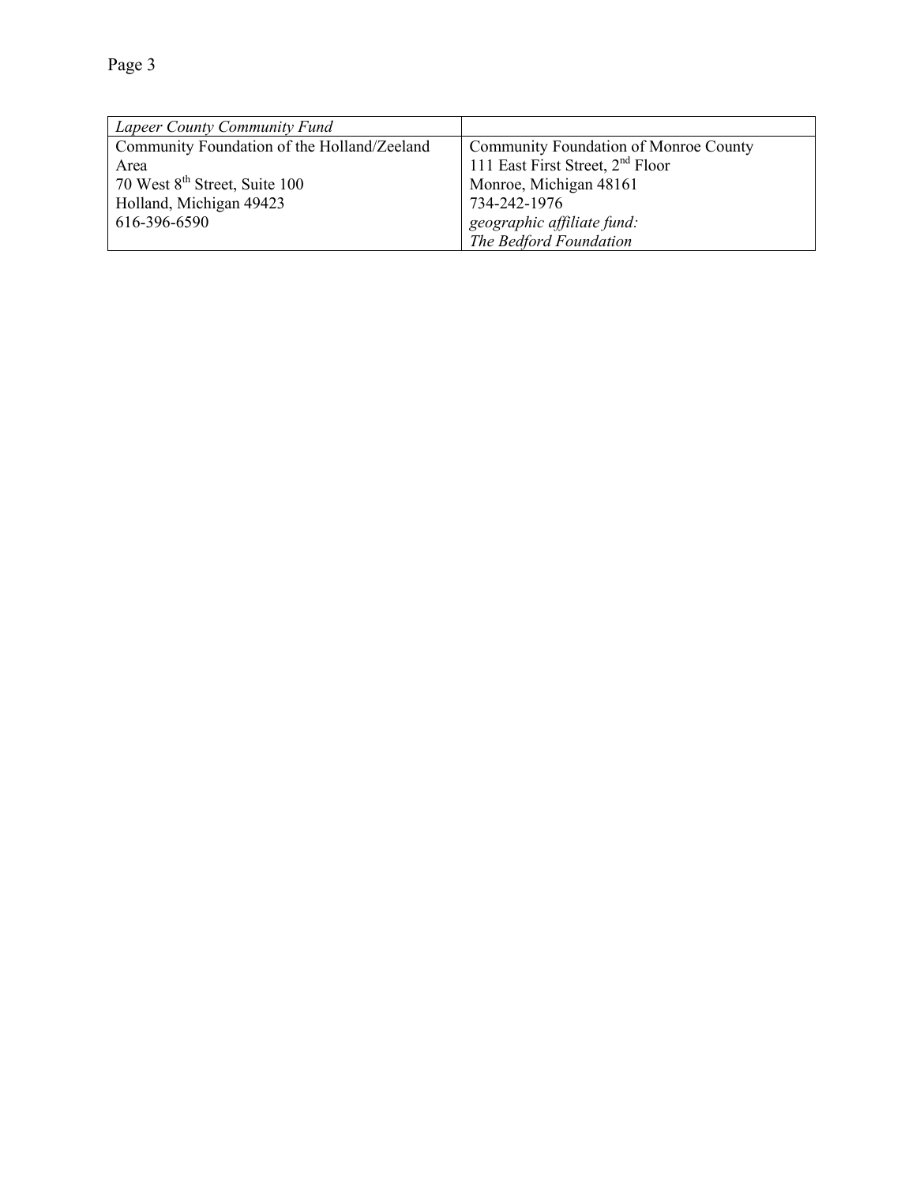| *Lapeer County Community Fund* | |
|---|---|
| Community Foundation of the Holland/Zeeland Area<br>70 West 8th Street, Suite 100<br>Holland, Michigan 49423<br>616-396-6590 | Community Foundation of Monroe County<br>111 East First Street, 2nd Floor<br>Monroe, Michigan 48161<br>734-242-1976<br>*geographic affiliate fund:*<br>*The Bedford Foundation* |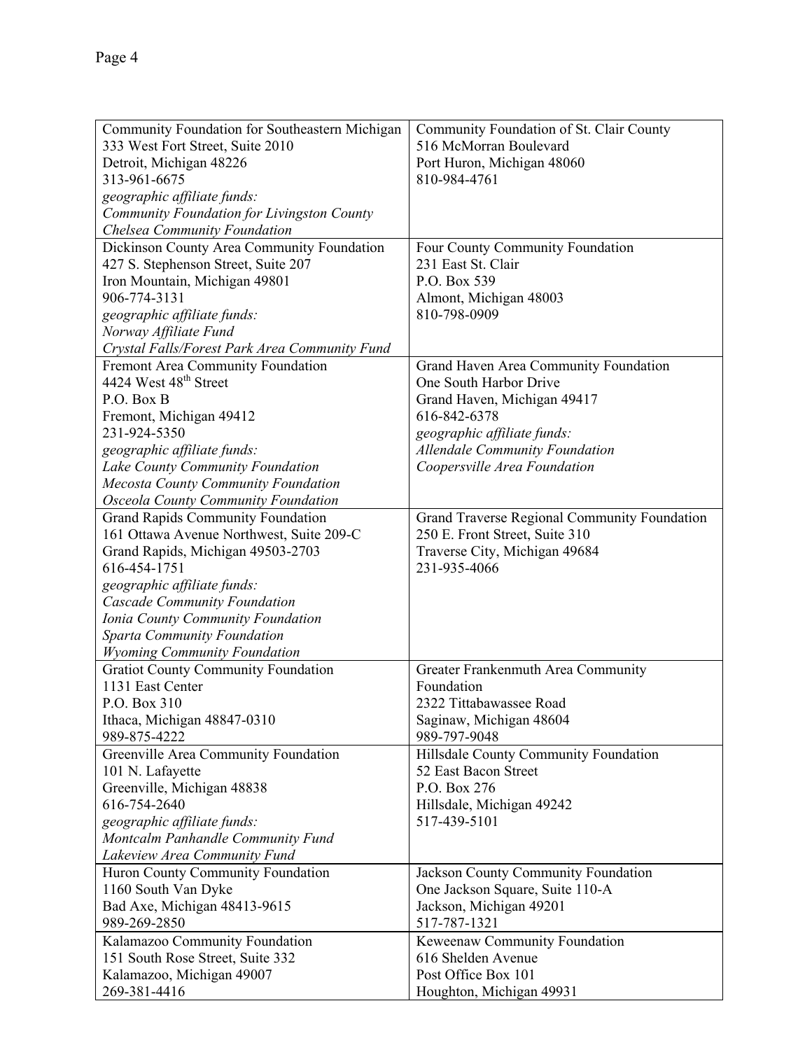| Community Foundation for Southeastern Michigan<br>333 West Fort Street, Suite 2010<br>Detroit, Michigan 48226<br>313-961-6675<br>*geographic affiliate funds:*<br>*Community Foundation for Livingston County*<br>*Chelsea Community Foundation* | Community Foundation of St. Clair County<br>516 McMorran Boulevard<br>Port Huron, Michigan 48060<br>810-984-4761 |
|---|---|
| Dickinson County Area Community Foundation<br>427 S. Stephenson Street, Suite 207<br>Iron Mountain, Michigan 49801<br>906-774-3131<br>*geographic affiliate funds:*<br>*Norway Affiliate Fund*<br>*Crystal Falls/Forest Park Area Community Fund* | Four County Community Foundation<br>231 East St. Clair<br>P.O. Box 539<br>Almont, Michigan 48003<br>810-798-0909 |
| Fremont Area Community Foundation<br>4424 West 48th Street<br>P.O. Box B<br>Fremont, Michigan 49412<br>231-924-5350<br>*geographic affiliate funds:*<br>*Lake County Community Foundation*<br>*Mecosta County Community Foundation*<br>*Osceola County Community Foundation* | Grand Haven Area Community Foundation<br>One South Harbor Drive<br>Grand Haven, Michigan 49417<br>616-842-6378<br>*geographic affiliate funds:*<br>*Allendale Community Foundation*<br>*Coopersville Area Foundation* |
| Grand Rapids Community Foundation<br>161 Ottawa Avenue Northwest, Suite 209-C<br>Grand Rapids, Michigan 49503-2703<br>616-454-1751<br>*geographic affiliate funds:*<br>*Cascade Community Foundation*<br>*Ionia County Community Foundation*<br>*Sparta Community Foundation*<br>*Wyoming Community Foundation* | Grand Traverse Regional Community Foundation<br>250 E. Front Street, Suite 310<br>Traverse City, Michigan 49684<br>231-935-4066 |
| Gratiot County Community Foundation<br>1131 East Center<br>P.O. Box 310<br>Ithaca, Michigan 48847-0310<br>989-875-4222 | Greater Frankenmuth Area Community Foundation<br>2322 Tittabawassee Road<br>Saginaw, Michigan 48604<br>989-797-9048 |
| Greenville Area Community Foundation<br>101 N. Lafayette<br>Greenville, Michigan 48838<br>616-754-2640<br>*geographic affiliate funds:*<br>*Montcalm Panhandle Community Fund*<br>*Lakeview Area Community Fund* | Hillsdale County Community Foundation<br>52 East Bacon Street<br>P.O. Box 276<br>Hillsdale, Michigan 49242<br>517-439-5101 |
| Huron County Community Foundation<br>1160 South Van Dyke<br>Bad Axe, Michigan 48413-9615<br>989-269-2850 | Jackson County Community Foundation<br>One Jackson Square, Suite 110-A<br>Jackson, Michigan 49201<br>517-787-1321 |
| Kalamazoo Community Foundation<br>151 South Rose Street, Suite 332<br>Kalamazoo, Michigan 49007<br>269-381-4416 | Keweenaw Community Foundation<br>616 Shelden Avenue<br>Post Office Box 101<br>Houghton, Michigan 49931 |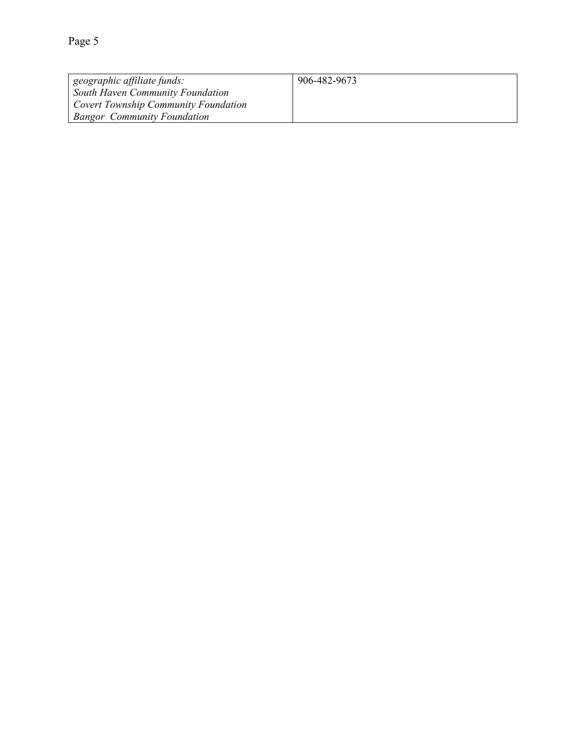| | |
|---|---|
| *geographic affiliate funds:*<br>*South Haven Community Foundation*<br>*Covert Township Community Foundation*<br>*Bangor Community Foundation* | 906-482-9673 |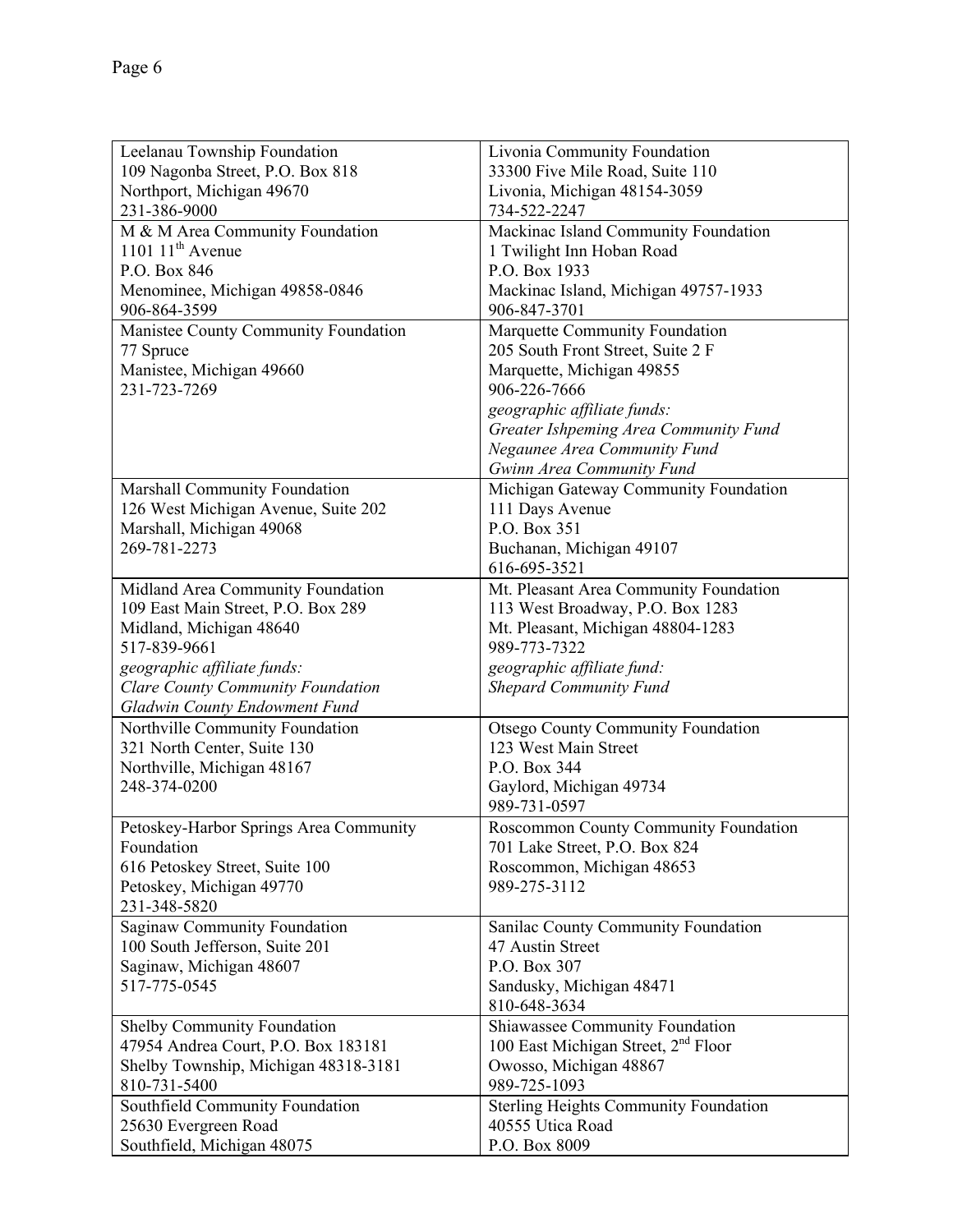| | |
|---|---|
| Leelanau Township Foundation<br>109 Nagonba Street, P.O. Box 818<br>Northport, Michigan 49670<br>231-386-9000 | Livonia Community Foundation<br>33300 Five Mile Road, Suite 110<br>Livonia, Michigan 48154-3059<br>734-522-2247 |
| M & M Area Community Foundation<br>1101 11th Avenue<br>P.O. Box 846<br>Menominee, Michigan 49858-0846<br>906-864-3599 | Mackinac Island Community Foundation<br>1 Twilight Inn Hoban Road<br>P.O. Box 1933<br>Mackinac Island, Michigan 49757-1933<br>906-847-3701 |
| Manistee County Community Foundation<br>77 Spruce<br>Manistee, Michigan 49660<br>231-723-7269 | Marquette Community Foundation<br>205 South Front Street, Suite 2 F<br>Marquette, Michigan 49855<br>906-226-7666<br>*geographic affiliate funds:*<br>*Greater Ishpeming Area Community Fund*<br>*Negaunee Area Community Fund*<br>*Gwinn Area Community Fund* |
| Marshall Community Foundation<br>126 West Michigan Avenue, Suite 202<br>Marshall, Michigan 49068<br>269-781-2273 | Michigan Gateway Community Foundation<br>111 Days Avenue<br>P.O. Box 351<br>Buchanan, Michigan 49107<br>616-695-3521 |
| Midland Area Community Foundation<br>109 East Main Street, P.O. Box 289<br>Midland, Michigan 48640<br>517-839-9661<br>*geographic affiliate funds:*<br>*Clare County Community Foundation*<br>*Gladwin County Endowment Fund* | Mt. Pleasant Area Community Foundation<br>113 West Broadway, P.O. Box 1283<br>Mt. Pleasant, Michigan 48804-1283<br>989-773-7322<br>*geographic affiliate fund:*<br>*Shepard Community Fund* |
| Northville Community Foundation<br>321 North Center, Suite 130<br>Northville, Michigan 48167<br>248-374-0200 | Otsego County Community Foundation<br>123 West Main Street<br>P.O. Box 344<br>Gaylord, Michigan 49734<br>989-731-0597 |
| Petoskey-Harbor Springs Area Community Foundation<br>616 Petoskey Street, Suite 100<br>Petoskey, Michigan 49770<br>231-348-5820 | Roscommon County Community Foundation<br>701 Lake Street, P.O. Box 824<br>Roscommon, Michigan 48653<br>989-275-3112 |
| Saginaw Community Foundation<br>100 South Jefferson, Suite 201<br>Saginaw, Michigan 48607<br>517-775-0545 | Sanilac County Community Foundation<br>47 Austin Street<br>P.O. Box 307<br>Sandusky, Michigan 48471<br>810-648-3634 |
| Shelby Community Foundation<br>47954 Andrea Court, P.O. Box 183181<br>Shelby Township, Michigan 48318-3181<br>810-731-5400 | Shiawassee Community Foundation<br>100 East Michigan Street, 2nd Floor<br>Owosso, Michigan 48867<br>989-725-1093 |
| Southfield Community Foundation<br>25630 Evergreen Road<br>Southfield, Michigan 48075 | Sterling Heights Community Foundation<br>40555 Utica Road<br>P.O. Box 8009 |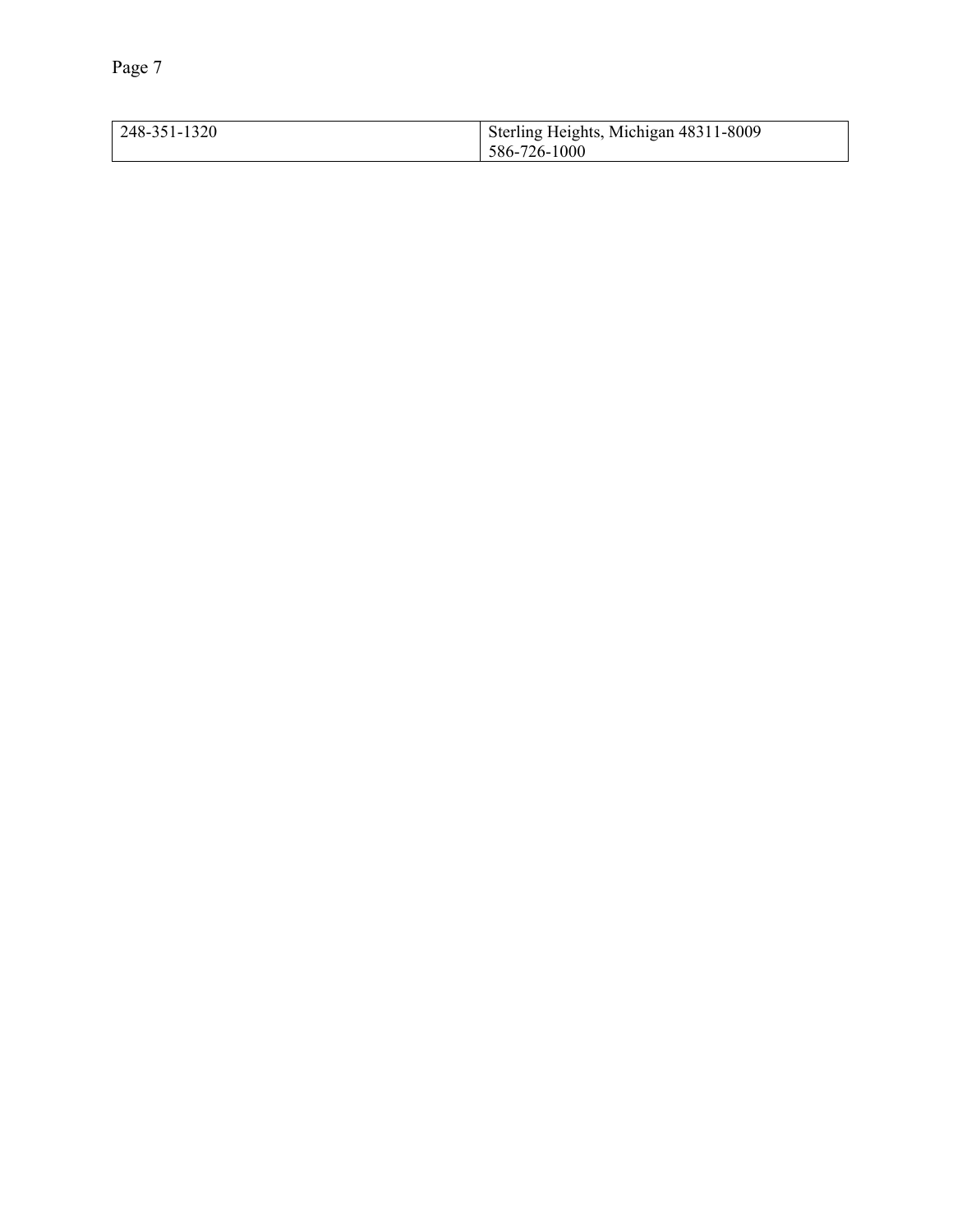| 248-351-1320 | Sterling Heights, Michigan 48311-8009<br>586-726-1000 |
|---|---|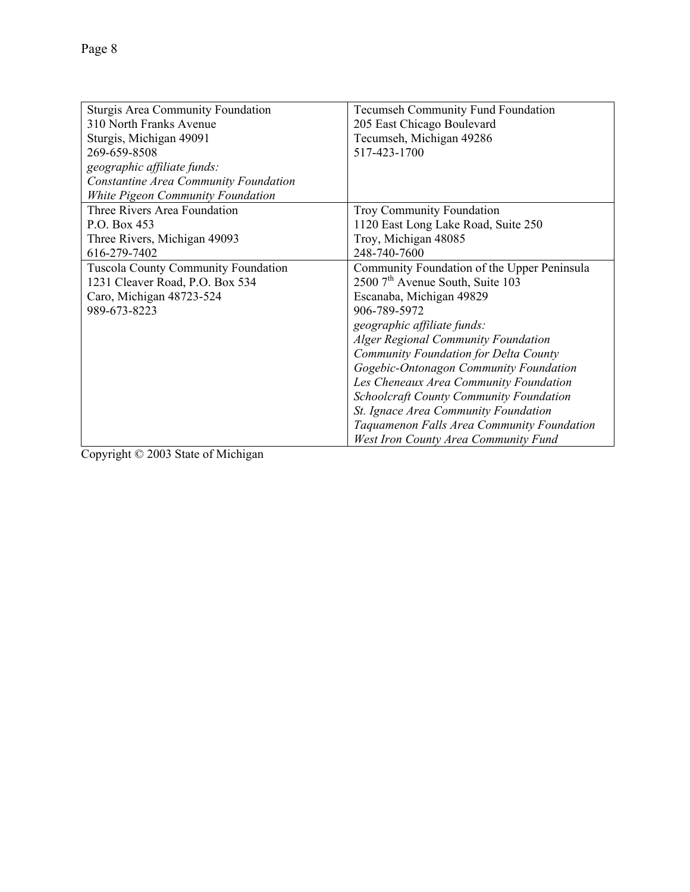| | |
|---|---|
| Sturgis Area Community Foundation<br>310 North Franks Avenue<br>Sturgis, Michigan 49091<br>269-659-8508<br>*geographic affiliate funds:*<br>*Constantine Area Community Foundation*<br>*White Pigeon Community Foundation* | Tecumseh Community Fund Foundation<br>205 East Chicago Boulevard<br>Tecumseh, Michigan 49286<br>517-423-1700 |
| Three Rivers Area Foundation<br>P.O. Box 453<br>Three Rivers, Michigan 49093<br>616-279-7402 | Troy Community Foundation<br>1120 East Long Lake Road, Suite 250<br>Troy, Michigan 48085<br>248-740-7600 |
| Tuscola County Community Foundation<br>1231 Cleaver Road, P.O. Box 534<br>Caro, Michigan 48723-524<br>989-673-8223 | Community Foundation of the Upper Peninsula<br>2500 7th Avenue South, Suite 103<br>Escanaba, Michigan 49829<br>906-789-5972<br>*geographic affiliate funds:*<br>*Alger Regional Community Foundation*<br>*Community Foundation for Delta County*<br>*Gogebic-Ontonagon Community Foundation*<br>*Les Cheneaux Area Community Foundation*<br>*Schoolcraft County Community Foundation*<br>*St. Ignace Area Community Foundation*<br>*Taquamenon Falls Area Community Foundation*<br>*West Iron County Area Community Fund* |

Copyright © 2003 State of Michigan